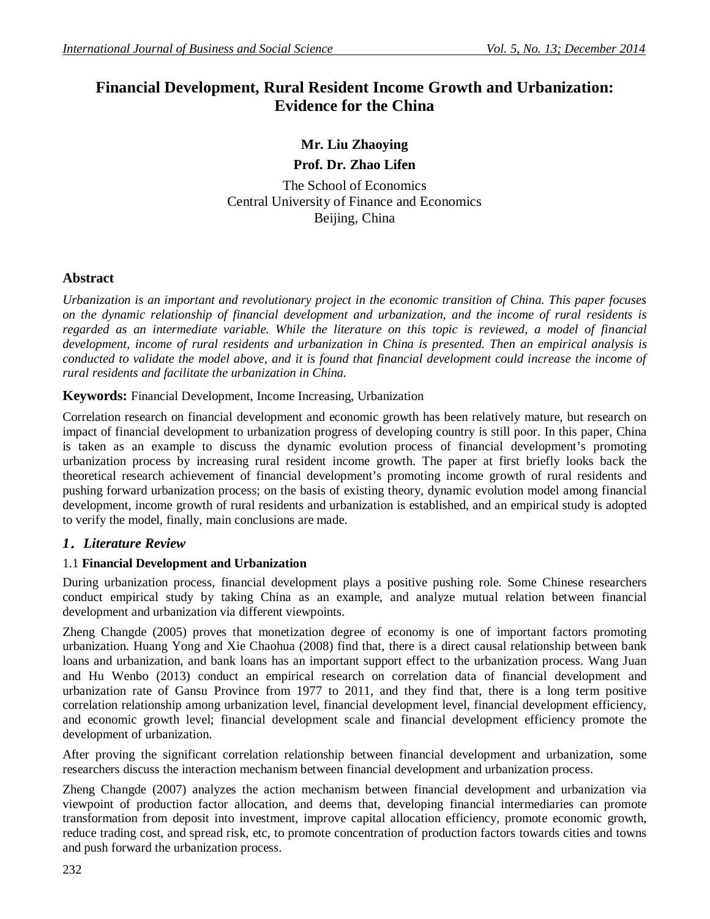# Financial Development, Rural Resident Income Growth and Urbanization: Evidence for the China

**Mr. Liu Zhaoying**

**Prof. Dr. Zhao Lifen**

The School of Economics
Central University of Finance and Economics
Beijing, China

## Abstract

*Urbanization is an important and revolutionary project in the economic transition of China. This paper focuses on the dynamic relationship of financial development and urbanization, and the income of rural residents is regarded as an intermediate variable. While the literature on this topic is reviewed, a model of financial development, income of rural residents and urbanization in China is presented. Then an empirical analysis is conducted to validate the model above, and it is found that financial development could increase the income of rural residents and facilitate the urbanization in China.*

**Keywords:** Financial Development, Income Increasing, Urbanization

Correlation research on financial development and economic growth has been relatively mature, but research on impact of financial development to urbanization progress of developing country is still poor. In this paper, China is taken as an example to discuss the dynamic evolution process of financial development's promoting urbanization process by increasing rural resident income growth. The paper at first briefly looks back the theoretical research achievement of financial development's promoting income growth of rural residents and pushing forward urbanization process; on the basis of existing theory, dynamic evolution model among financial development, income growth of rural residents and urbanization is established, and an empirical study is adopted to verify the model, finally, main conclusions are made.

## *1．Literature Review*

### 1.1 **Financial Development and Urbanization**

During urbanization process, financial development plays a positive pushing role. Some Chinese researchers conduct empirical study by taking China as an example, and analyze mutual relation between financial development and urbanization via different viewpoints.

Zheng Changde (2005) proves that monetization degree of economy is one of important factors promoting urbanization. Huang Yong and Xie Chaohua (2008) find that, there is a direct causal relationship between bank loans and urbanization, and bank loans has an important support effect to the urbanization process. Wang Juan and Hu Wenbo (2013) conduct an empirical research on correlation data of financial development and urbanization rate of Gansu Province from 1977 to 2011, and they find that, there is a long term positive correlation relationship among urbanization level, financial development level, financial development efficiency, and economic growth level; financial development scale and financial development efficiency promote the development of urbanization.

After proving the significant correlation relationship between financial development and urbanization, some researchers discuss the interaction mechanism between financial development and urbanization process.

Zheng Changde (2007) analyzes the action mechanism between financial development and urbanization via viewpoint of production factor allocation, and deems that, developing financial intermediaries can promote transformation from deposit into investment, improve capital allocation efficiency, promote economic growth, reduce trading cost, and spread risk, etc, to promote concentration of production factors towards cities and towns and push forward the urbanization process.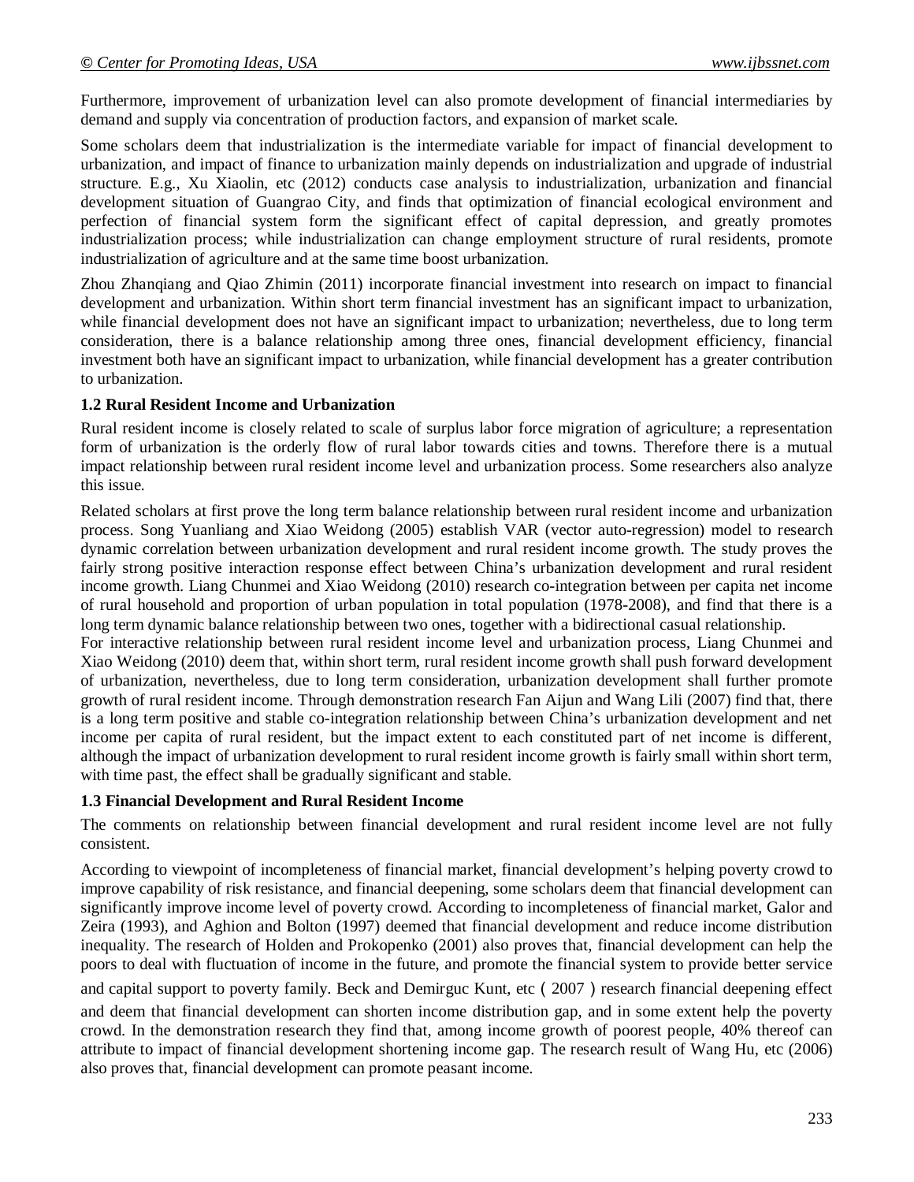Furthermore, improvement of urbanization level can also promote development of financial intermediaries by demand and supply via concentration of production factors, and expansion of market scale.

Some scholars deem that industrialization is the intermediate variable for impact of financial development to urbanization, and impact of finance to urbanization mainly depends on industrialization and upgrade of industrial structure. E.g., Xu Xiaolin, etc (2012) conducts case analysis to industrialization, urbanization and financial development situation of Guangrao City, and finds that optimization of financial ecological environment and perfection of financial system form the significant effect of capital depression, and greatly promotes industrialization process; while industrialization can change employment structure of rural residents, promote industrialization of agriculture and at the same time boost urbanization.

Zhou Zhanqiang and Qiao Zhimin (2011) incorporate financial investment into research on impact to financial development and urbanization. Within short term financial investment has an significant impact to urbanization, while financial development does not have an significant impact to urbanization; nevertheless, due to long term consideration, there is a balance relationship among three ones, financial development efficiency, financial investment both have an significant impact to urbanization, while financial development has a greater contribution to urbanization.

### 1.2 Rural Resident Income and Urbanization

Rural resident income is closely related to scale of surplus labor force migration of agriculture; a representation form of urbanization is the orderly flow of rural labor towards cities and towns. Therefore there is a mutual impact relationship between rural resident income level and urbanization process. Some researchers also analyze this issue.

Related scholars at first prove the long term balance relationship between rural resident income and urbanization process. Song Yuanliang and Xiao Weidong (2005) establish VAR (vector auto-regression) model to research dynamic correlation between urbanization development and rural resident income growth. The study proves the fairly strong positive interaction response effect between China's urbanization development and rural resident income growth. Liang Chunmei and Xiao Weidong (2010) research co-integration between per capita net income of rural household and proportion of urban population in total population (1978-2008), and find that there is a long term dynamic balance relationship between two ones, together with a bidirectional casual relationship.

For interactive relationship between rural resident income level and urbanization process, Liang Chunmei and Xiao Weidong (2010) deem that, within short term, rural resident income growth shall push forward development of urbanization, nevertheless, due to long term consideration, urbanization development shall further promote growth of rural resident income. Through demonstration research Fan Aijun and Wang Lili (2007) find that, there is a long term positive and stable co-integration relationship between China's urbanization development and net income per capita of rural resident, but the impact extent to each constituted part of net income is different, although the impact of urbanization development to rural resident income growth is fairly small within short term, with time past, the effect shall be gradually significant and stable.

### 1.3 Financial Development and Rural Resident Income

The comments on relationship between financial development and rural resident income level are not fully consistent.

According to viewpoint of incompleteness of financial market, financial development's helping poverty crowd to improve capability of risk resistance, and financial deepening, some scholars deem that financial development can significantly improve income level of poverty crowd. According to incompleteness of financial market, Galor and Zeira (1993), and Aghion and Bolton (1997) deemed that financial development and reduce income distribution inequality. The research of Holden and Prokopenko (2001) also proves that, financial development can help the poors to deal with fluctuation of income in the future, and promote the financial system to provide better service and capital support to poverty family. Beck and Demirguc Kunt, etc（2007）research financial deepening effect and deem that financial development can shorten income distribution gap, and in some extent help the poverty crowd. In the demonstration research they find that, among income growth of poorest people, 40% thereof can attribute to impact of financial development shortening income gap. The research result of Wang Hu, etc (2006) also proves that, financial development can promote peasant income.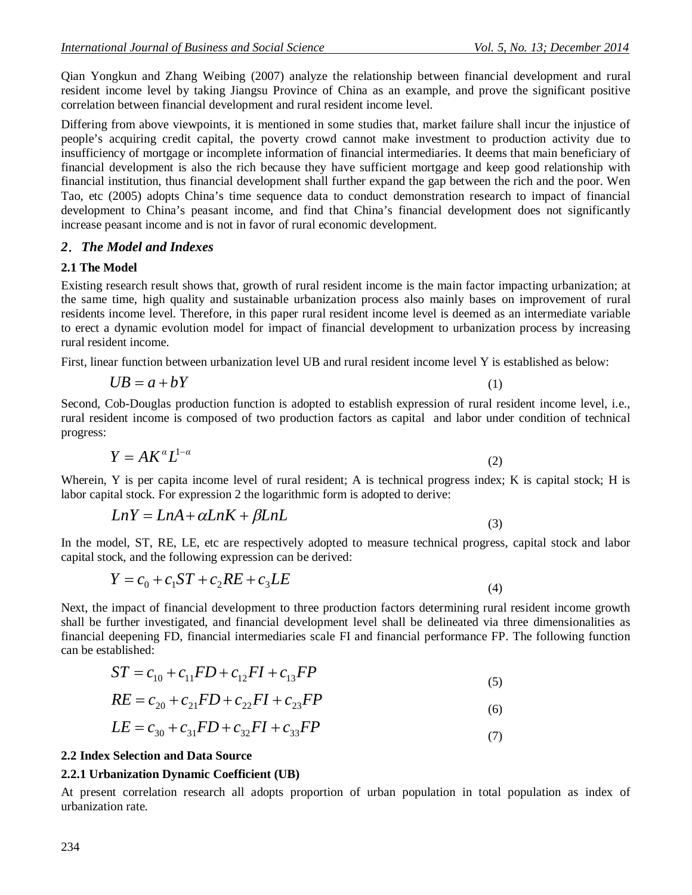Qian Yongkun and Zhang Weibing (2007) analyze the relationship between financial development and rural resident income level by taking Jiangsu Province of China as an example, and prove the significant positive correlation between financial development and rural resident income level.

Differing from above viewpoints, it is mentioned in some studies that, market failure shall incur the injustice of people's acquiring credit capital, the poverty crowd cannot make investment to production activity due to insufficiency of mortgage or incomplete information of financial intermediaries. It deems that main beneficiary of financial development is also the rich because they have sufficient mortgage and keep good relationship with financial institution, thus financial development shall further expand the gap between the rich and the poor. Wen Tao, etc (2005) adopts China's time sequence data to conduct demonstration research to impact of financial development to China's peasant income, and find that China's financial development does not significantly increase peasant income and is not in favor of rural economic development.

## *2. The Model and Indexes*

### 2.1 The Model

Existing research result shows that, growth of rural resident income is the main factor impacting urbanization; at the same time, high quality and sustainable urbanization process also mainly bases on improvement of rural residents income level. Therefore, in this paper rural resident income level is deemed as an intermediate variable to erect a dynamic evolution model for impact of financial development to urbanization process by increasing rural resident income.

First, linear function between urbanization level UB and rural resident income level Y is established as below:

$$UB = a + bY \tag{1}$$

Second, Cob-Douglas production function is adopted to establish expression of rural resident income level, i.e., rural resident income is composed of two production factors as capital and labor under condition of technical progress:

$$Y = AK^{\alpha}L^{1-\alpha} \tag{2}$$

Wherein, Y is per capita income level of rural resident; A is technical progress index; K is capital stock; H is labor capital stock. For expression 2 the logarithmic form is adopted to derive:

$$LnY = LnA + \alpha LnK + \beta LnL \tag{3}$$

In the model, ST, RE, LE, etc are respectively adopted to measure technical progress, capital stock and labor capital stock, and the following expression can be derived:

$$Y = c_0 + c_1 ST + c_2 RE + c_3 LE \tag{4}$$

Next, the impact of financial development to three production factors determining rural resident income growth shall be further investigated, and financial development level shall be delineated via three dimensionalities as financial deepening FD, financial intermediaries scale FI and financial performance FP. The following function can be established:

$$ST = c_{10} + c_{11}FD + c_{12}FI + c_{13}FP \tag{5}$$

$$RE = c_{20} + c_{21}FD + c_{22}FI + c_{23}FP \tag{6}$$

$$LE = c_{30} + c_{31}FD + c_{32}FI + c_{33}FP \tag{7}$$

### 2.2 Index Selection and Data Source

#### 2.2.1 Urbanization Dynamic Coefficient (UB)

At present correlation research all adopts proportion of urban population in total population as index of urbanization rate.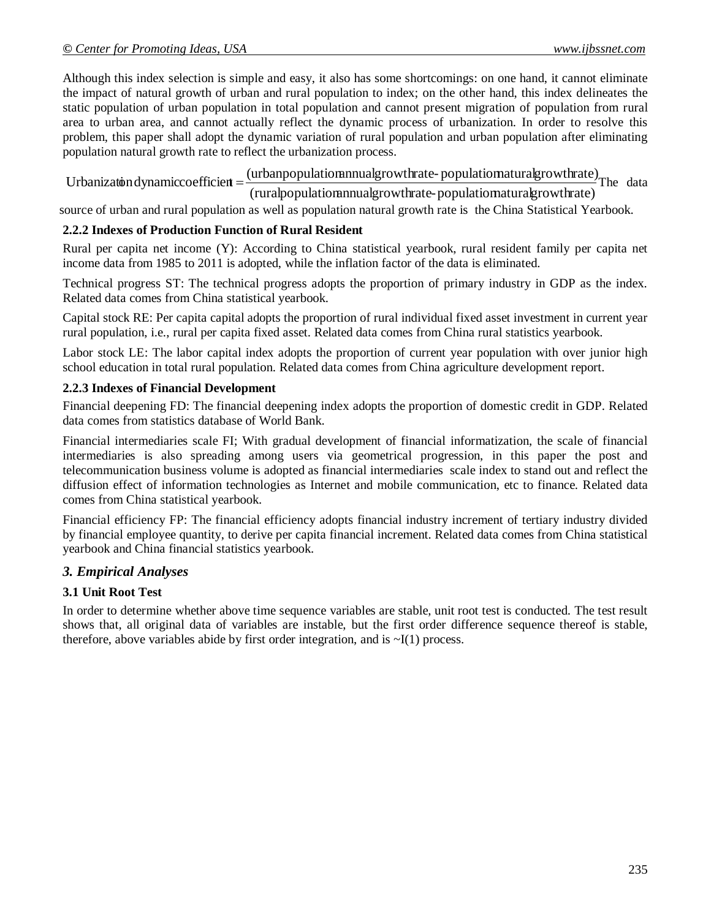Although this index selection is simple and easy, it also has some shortcomings: on one hand, it cannot eliminate the impact of natural growth of urban and rural population to index; on the other hand, this index delineates the static population of urban population in total population and cannot present migration of population from rural area to urban area, and cannot actually reflect the dynamic process of urbanization. In order to resolve this problem, this paper shall adopt the dynamic variation of rural population and urban population after eliminating population natural growth rate to reflect the urbanization process.

$$\text{Urbanization dynamic coefficient} = \frac{(\text{urban population annual growth rate} - \text{population natural growth rate})}{(\text{rural population annual growth rate} - \text{population natural growth rate})}$$

The data source of urban and rural population as well as population natural growth rate is the China Statistical Yearbook.

### 2.2.2 Indexes of Production Function of Rural Resident

Rural per capita net income (Y): According to China statistical yearbook, rural resident family per capita net income data from 1985 to 2011 is adopted, while the inflation factor of the data is eliminated.

Technical progress ST: The technical progress adopts the proportion of primary industry in GDP as the index. Related data comes from China statistical yearbook.

Capital stock RE: Per capita capital adopts the proportion of rural individual fixed asset investment in current year rural population, i.e., rural per capita fixed asset. Related data comes from China rural statistics yearbook.

Labor stock LE: The labor capital index adopts the proportion of current year population with over junior high school education in total rural population. Related data comes from China agriculture development report.

### 2.2.3 Indexes of Financial Development

Financial deepening FD: The financial deepening index adopts the proportion of domestic credit in GDP. Related data comes from statistics database of World Bank.

Financial intermediaries scale FI; With gradual development of financial informatization, the scale of financial intermediaries is also spreading among users via geometrical progression, in this paper the post and telecommunication business volume is adopted as financial intermediaries scale index to stand out and reflect the diffusion effect of information technologies as Internet and mobile communication, etc to finance. Related data comes from China statistical yearbook.

Financial efficiency FP: The financial efficiency adopts financial industry increment of tertiary industry divided by financial employee quantity, to derive per capita financial increment. Related data comes from China statistical yearbook and China financial statistics yearbook.

## *3. Empirical Analyses*

### 3.1 Unit Root Test

In order to determine whether above time sequence variables are stable, unit root test is conducted. The test result shows that, all original data of variables are instable, but the first order difference sequence thereof is stable, therefore, above variables abide by first order integration, and is ~I(1) process.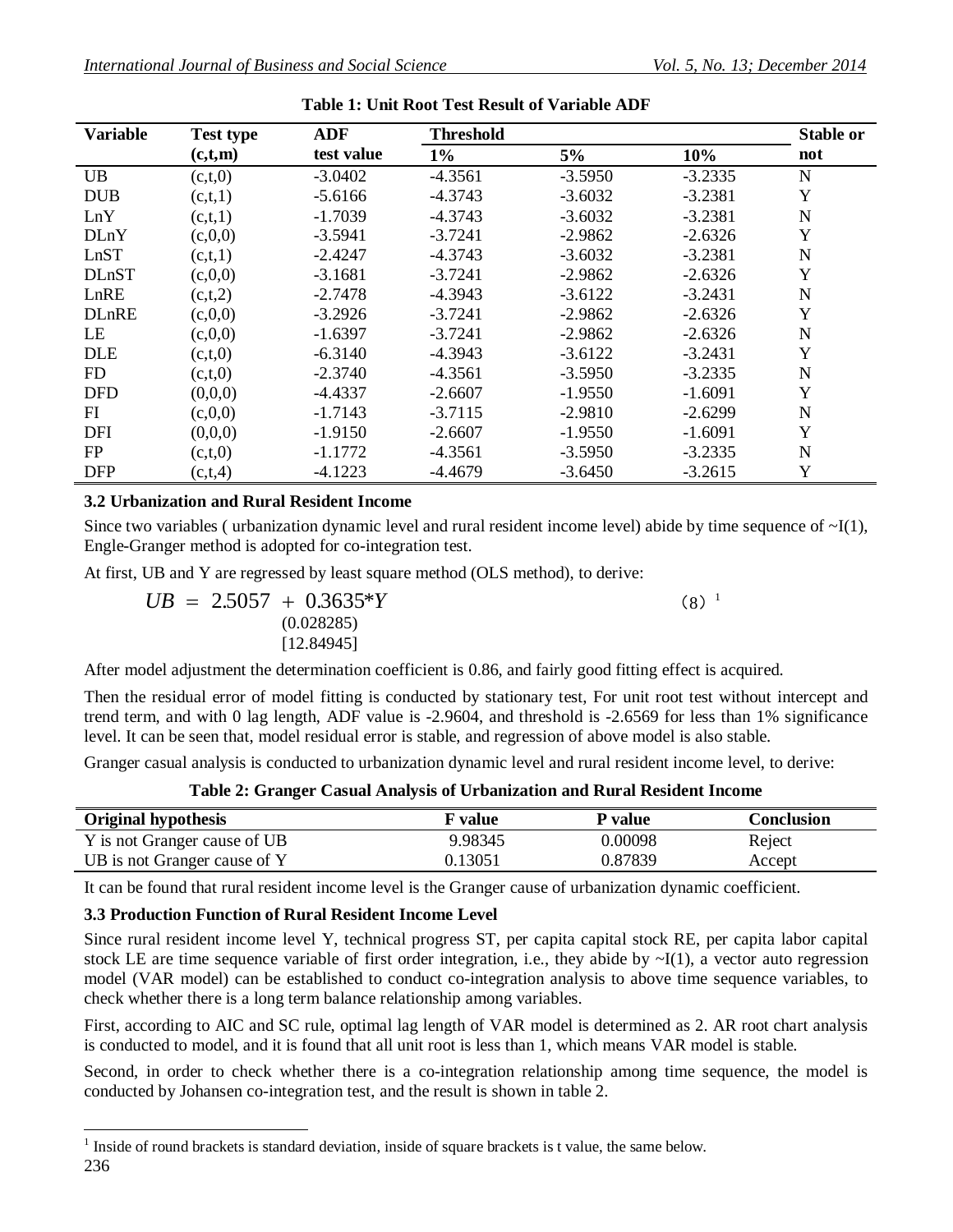**Table 1: Unit Root Test Result of Variable ADF**

| Variable | Test type (c,t,m) | ADF test value | Threshold 1% | 5% | 10% | Stable or not |
|---|---|---|---|---|---|---|
| UB | (c,t,0) | -3.0402 | -4.3561 | -3.5950 | -3.2335 | N |
| DUB | (c,t,1) | -5.6166 | -4.3743 | -3.6032 | -3.2381 | Y |
| LnY | (c,t,1) | -1.7039 | -4.3743 | -3.6032 | -3.2381 | N |
| DLnY | (c,0,0) | -3.5941 | -3.7241 | -2.9862 | -2.6326 | Y |
| LnST | (c,t,1) | -2.4247 | -4.3743 | -3.6032 | -3.2381 | N |
| DLnST | (c,0,0) | -3.1681 | -3.7241 | -2.9862 | -2.6326 | Y |
| LnRE | (c,t,2) | -2.7478 | -4.3943 | -3.6122 | -3.2431 | N |
| DLnRE | (c,0,0) | -3.2926 | -3.7241 | -2.9862 | -2.6326 | Y |
| LE | (c,0,0) | -1.6397 | -3.7241 | -2.9862 | -2.6326 | N |
| DLE | (c,t,0) | -6.3140 | -4.3943 | -3.6122 | -3.2431 | Y |
| FD | (c,t,0) | -2.3740 | -4.3561 | -3.5950 | -3.2335 | N |
| DFD | (0,0,0) | -4.4337 | -2.6607 | -1.9550 | -1.6091 | Y |
| FI | (c,0,0) | -1.7143 | -3.7115 | -2.9810 | -2.6299 | N |
| DFI | (0,0,0) | -1.9150 | -2.6607 | -1.9550 | -1.6091 | Y |
| FP | (c,t,0) | -1.1772 | -4.3561 | -3.5950 | -3.2335 | N |
| DFP | (c,t,4) | -4.1223 | -4.4679 | -3.6450 | -3.2615 | Y |

### 3.2 Urbanization and Rural Resident Income

Since two variables ( urbanization dynamic level and rural resident income level) abide by time sequence of ~I(1), Engle-Granger method is adopted for co-integration test.

At first, UB and Y are regressed by least square method (OLS method), to derive:

$$UB = 2.5057 + \underset{\substack{(0.028285) \\ [12.84945]}}{0.3635} * Y \qquad (8)$$ [1]

After model adjustment the determination coefficient is 0.86, and fairly good fitting effect is acquired.

Then the residual error of model fitting is conducted by stationary test, For unit root test without intercept and trend term, and with 0 lag length, ADF value is -2.9604, and threshold is -2.6569 for less than 1% significance level. It can be seen that, model residual error is stable, and regression of above model is also stable.

Granger casual analysis is conducted to urbanization dynamic level and rural resident income level, to derive:

**Table 2: Granger Casual Analysis of Urbanization and Rural Resident Income**

| Original hypothesis | F value | P value | Conclusion |
|---|---|---|---|
| Y is not Granger cause of UB | 9.98345 | 0.00098 | Reject |
| UB is not Granger cause of Y | 0.13051 | 0.87839 | Accept |

It can be found that rural resident income level is the Granger cause of urbanization dynamic coefficient.

### 3.3 Production Function of Rural Resident Income Level

Since rural resident income level Y, technical progress ST, per capita capital stock RE, per capita labor capital stock LE are time sequence variable of first order integration, i.e., they abide by ~I(1), a vector auto regression model (VAR model) can be established to conduct co-integration analysis to above time sequence variables, to check whether there is a long term balance relationship among variables.

First, according to AIC and SC rule, optimal lag length of VAR model is determined as 2. AR root chart analysis is conducted to model, and it is found that all unit root is less than 1, which means VAR model is stable.

Second, in order to check whether there is a co-integration relationship among time sequence, the model is conducted by Johansen co-integration test, and the result is shown in table 2.

[1] Inside of round brackets is standard deviation, inside of square brackets is t value, the same below.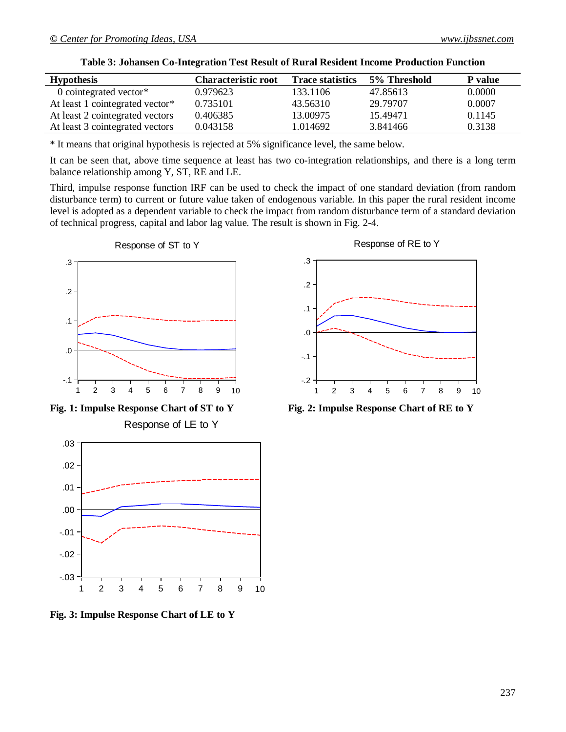**Table 3: Johansen Co-Integration Test Result of Rural Resident Income Production Function**

| Hypothesis | Characteristic root | Trace statistics | 5% Threshold | P value |
|---|---|---|---|---|
| 0 cointegrated vector* | 0.979623 | 133.1106 | 47.85613 | 0.0000 |
| At least 1 cointegrated vector* | 0.735101 | 43.56310 | 29.79707 | 0.0007 |
| At least 2 cointegrated vectors | 0.406385 | 13.00975 | 15.49471 | 0.1145 |
| At least 3 cointegrated vectors | 0.043158 | 1.014692 | 3.841466 | 0.3138 |

* It means that original hypothesis is rejected at 5% significance level, the same below.

It can be seen that, above time sequence at least has two co-integration relationships, and there is a long term balance relationship among Y, ST, RE and LE.

Third, impulse response function IRF can be used to check the impact of one standard deviation (from random disturbance term) to current or future value taken of endogenous variable. In this paper the rural resident income level is adopted as a dependent variable to check the impact from random disturbance term of a standard deviation of technical progress, capital and labor lag value. The result is shown in Fig. 2-4.

**Fig. 1: Impulse Response Chart of ST to Y**

**Fig. 2: Impulse Response Chart of RE to Y**

**Fig. 3: Impulse Response Chart of LE to Y**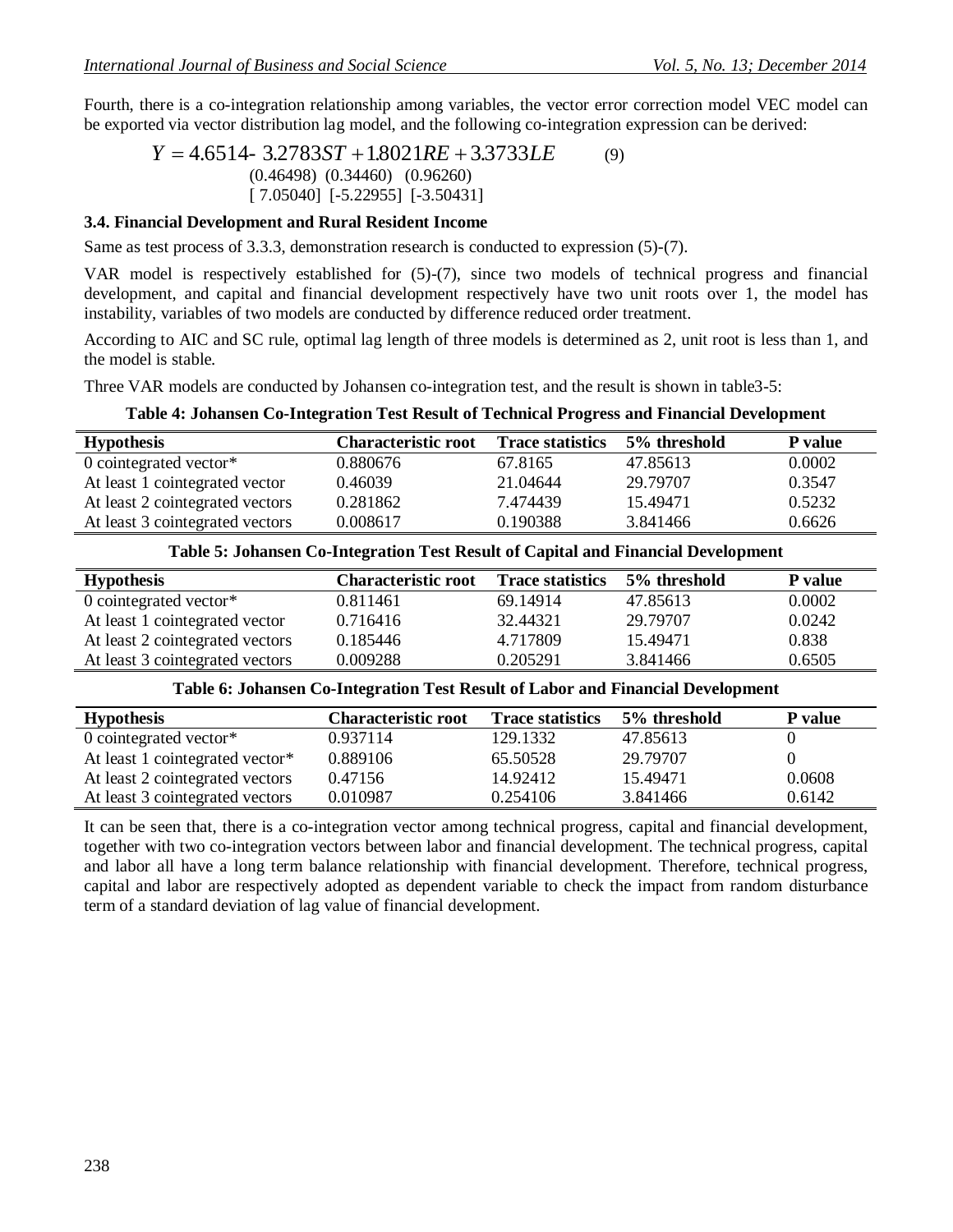Fourth, there is a co-integration relationship among variables, the vector error correction model VEC model can be exported via vector distribution lag model, and the following co-integration expression can be derived:

$$Y = 4.6514 - 3.2783ST + 1.8021RE + 3.3733LE \qquad (9)$$

(0.46498) (0.34460) (0.96260)

[ 7.05040] [-5.22955] [-3.50431]

### 3.4. Financial Development and Rural Resident Income

Same as test process of 3.3.3, demonstration research is conducted to expression (5)-(7).

VAR model is respectively established for (5)-(7), since two models of technical progress and financial development, and capital and financial development respectively have two unit roots over 1, the model has instability, variables of two models are conducted by difference reduced order treatment.

According to AIC and SC rule, optimal lag length of three models is determined as 2, unit root is less than 1, and the model is stable.

Three VAR models are conducted by Johansen co-integration test, and the result is shown in table3-5:

**Table 4: Johansen Co-Integration Test Result of Technical Progress and Financial Development**

| Hypothesis | Characteristic root | Trace statistics | 5% threshold | P value |
|---|---|---|---|---|
| 0 cointegrated vector* | 0.880676 | 67.8165 | 47.85613 | 0.0002 |
| At least 1 cointegrated vector | 0.46039 | 21.04644 | 29.79707 | 0.3547 |
| At least 2 cointegrated vectors | 0.281862 | 7.474439 | 15.49471 | 0.5232 |
| At least 3 cointegrated vectors | 0.008617 | 0.190388 | 3.841466 | 0.6626 |

**Table 5: Johansen Co-Integration Test Result of Capital and Financial Development**

| Hypothesis | Characteristic root | Trace statistics | 5% threshold | P value |
|---|---|---|---|---|
| 0 cointegrated vector* | 0.811461 | 69.14914 | 47.85613 | 0.0002 |
| At least 1 cointegrated vector | 0.716416 | 32.44321 | 29.79707 | 0.0242 |
| At least 2 cointegrated vectors | 0.185446 | 4.717809 | 15.49471 | 0.838 |
| At least 3 cointegrated vectors | 0.009288 | 0.205291 | 3.841466 | 0.6505 |

**Table 6: Johansen Co-Integration Test Result of Labor and Financial Development**

| Hypothesis | Characteristic root | Trace statistics | 5% threshold | P value |
|---|---|---|---|---|
| 0 cointegrated vector* | 0.937114 | 129.1332 | 47.85613 | 0 |
| At least 1 cointegrated vector* | 0.889106 | 65.50528 | 29.79707 | 0 |
| At least 2 cointegrated vectors | 0.47156 | 14.92412 | 15.49471 | 0.0608 |
| At least 3 cointegrated vectors | 0.010987 | 0.254106 | 3.841466 | 0.6142 |

It can be seen that, there is a co-integration vector among technical progress, capital and financial development, together with two co-integration vectors between labor and financial development. The technical progress, capital and labor all have a long term balance relationship with financial development. Therefore, technical progress, capital and labor are respectively adopted as dependent variable to check the impact from random disturbance term of a standard deviation of lag value of financial development.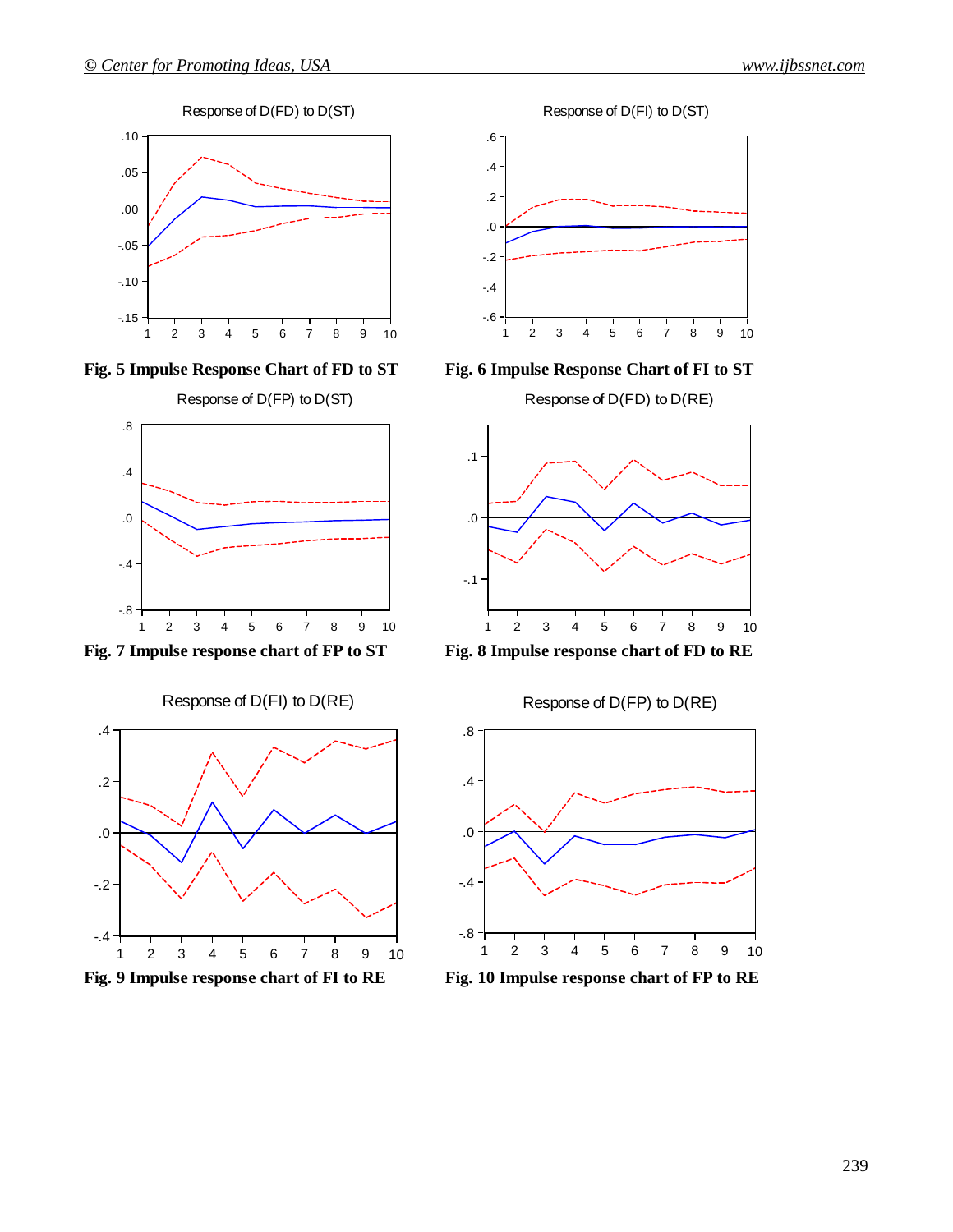Response of D(FD) to D(ST)

**Fig. 5 Impulse Response Chart of FD to ST**

Response of D(FI) to D(ST)

**Fig. 6 Impulse Response Chart of FI to ST**

Response of D(FP) to D(ST)

**Fig. 7 Impulse response chart of FP to ST**

Response of D(FD) to D(RE)

**Fig. 8 Impulse response chart of FD to RE**

Response of D(FI) to D(RE)

**Fig. 9 Impulse response chart of FI to RE**

Response of D(FP) to D(RE)

**Fig. 10 Impulse response chart of FP to RE**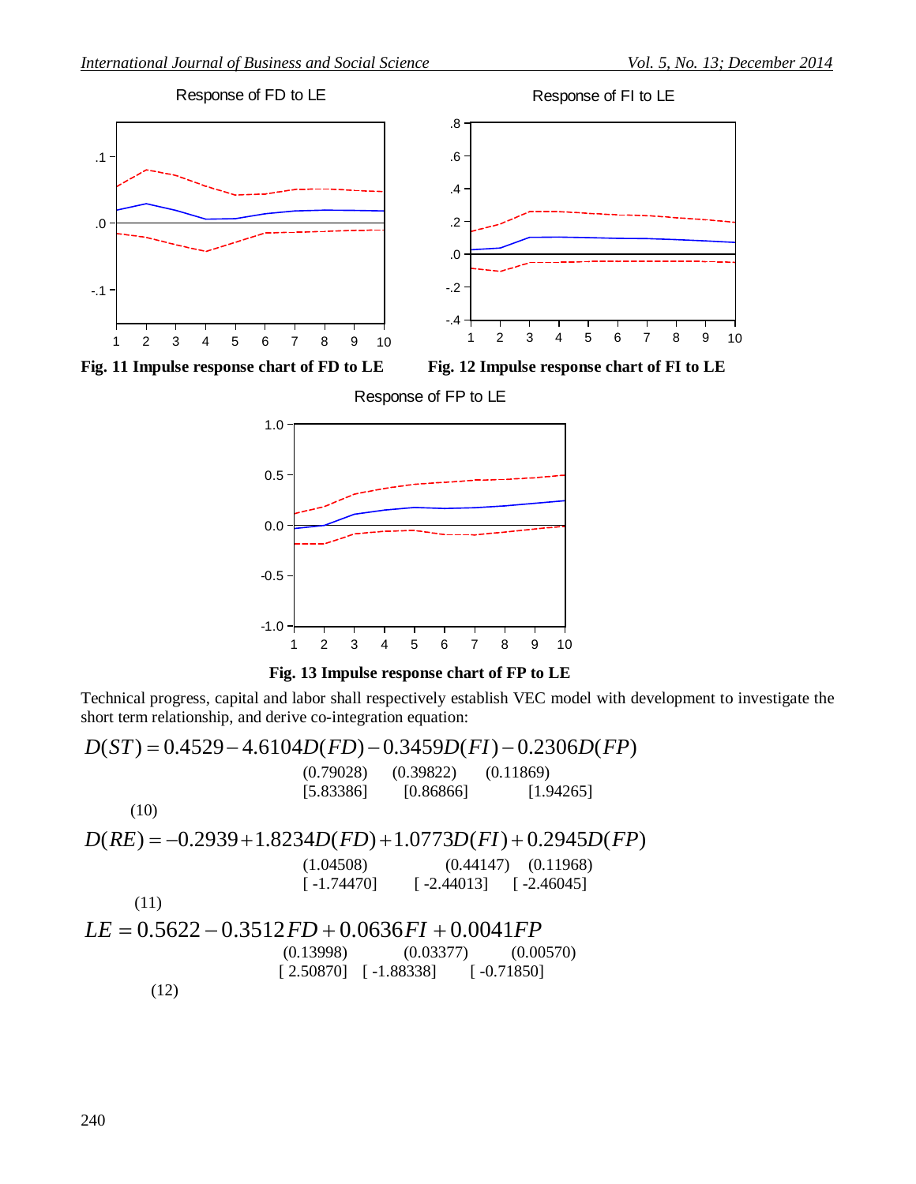Fig. 11 Impulse response chart of FD to LE

Fig. 12 Impulse response chart of FI to LE

Fig. 13 Impulse response chart of FP to LE

Technical progress, capital and labor shall respectively establish VEC model with development to investigate the short term relationship, and derive co-integration equation:

$$D(ST) = 0.4529 - 4.6104D(FD) - 0.3459D(FI) - 0.2306D(FP)$$

(0.79028) (0.39822) (0.11869)

[5.83386] [0.86866] [1.94265]

(10)

$$D(RE) = -0.2939 + 1.8234D(FD) + 1.0773D(FI) + 0.2945D(FP)$$

(1.04508) (0.44147) (0.11968)

[ -1.74470] [ -2.44013] [ -2.46045]

(11)

$$LE = 0.5622 - 0.3512FD + 0.0636FI + 0.0041FP$$

(0.13998) (0.03377) (0.00570)

[ 2.50870] [ -1.88338] [ -0.71850]

(12)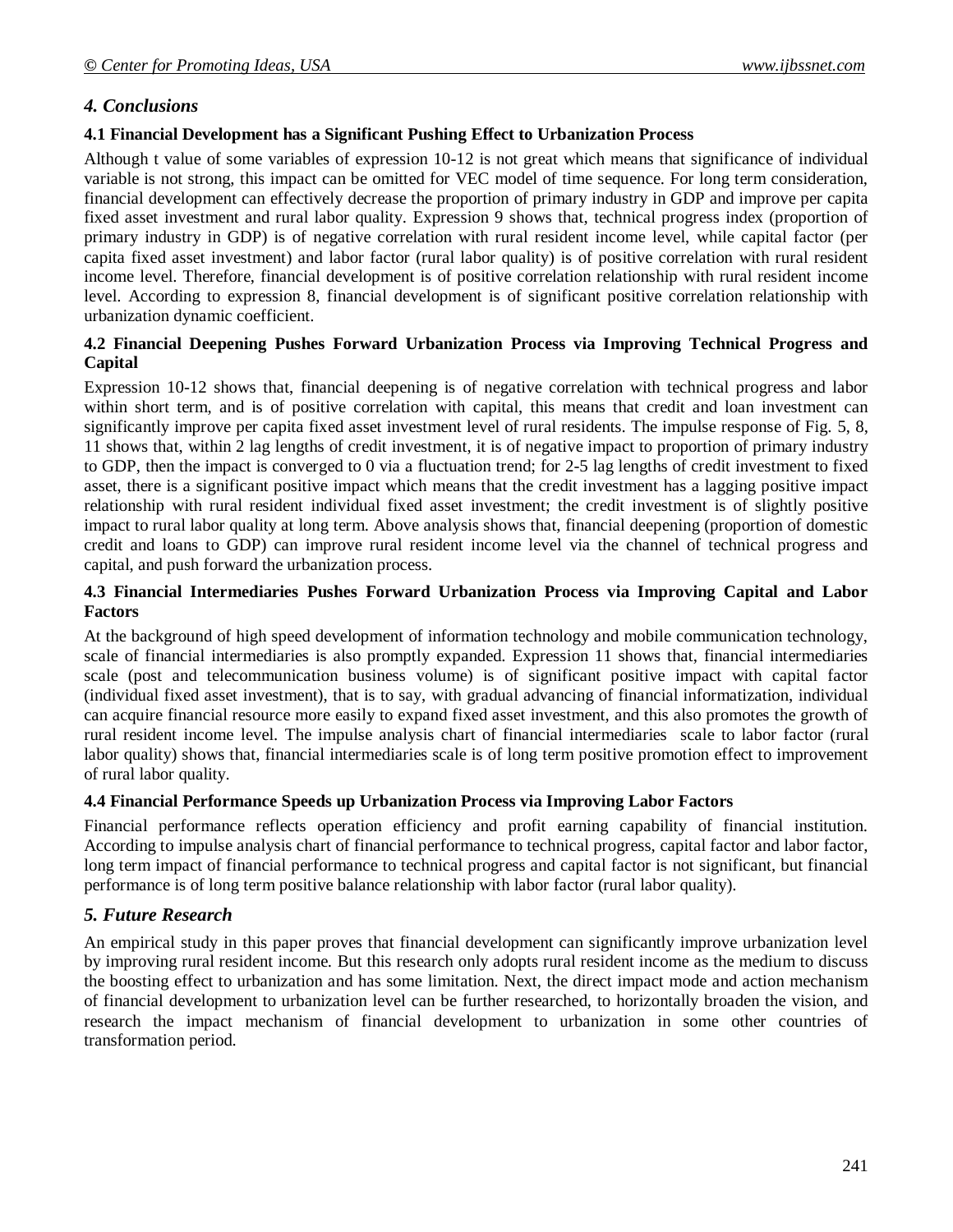## *4. Conclusions*

### 4.1 Financial Development has a Significant Pushing Effect to Urbanization Process

Although t value of some variables of expression 10-12 is not great which means that significance of individual variable is not strong, this impact can be omitted for VEC model of time sequence. For long term consideration, financial development can effectively decrease the proportion of primary industry in GDP and improve per capita fixed asset investment and rural labor quality. Expression 9 shows that, technical progress index (proportion of primary industry in GDP) is of negative correlation with rural resident income level, while capital factor (per capita fixed asset investment) and labor factor (rural labor quality) is of positive correlation with rural resident income level. Therefore, financial development is of positive correlation relationship with rural resident income level. According to expression 8, financial development is of significant positive correlation relationship with urbanization dynamic coefficient.

### 4.2 Financial Deepening Pushes Forward Urbanization Process via Improving Technical Progress and Capital

Expression 10-12 shows that, financial deepening is of negative correlation with technical progress and labor within short term, and is of positive correlation with capital, this means that credit and loan investment can significantly improve per capita fixed asset investment level of rural residents. The impulse response of Fig. 5, 8, 11 shows that, within 2 lag lengths of credit investment, it is of negative impact to proportion of primary industry to GDP, then the impact is converged to 0 via a fluctuation trend; for 2-5 lag lengths of credit investment to fixed asset, there is a significant positive impact which means that the credit investment has a lagging positive impact relationship with rural resident individual fixed asset investment; the credit investment is of slightly positive impact to rural labor quality at long term. Above analysis shows that, financial deepening (proportion of domestic credit and loans to GDP) can improve rural resident income level via the channel of technical progress and capital, and push forward the urbanization process.

### 4.3 Financial Intermediaries Pushes Forward Urbanization Process via Improving Capital and Labor Factors

At the background of high speed development of information technology and mobile communication technology, scale of financial intermediaries is also promptly expanded. Expression 11 shows that, financial intermediaries scale (post and telecommunication business volume) is of significant positive impact with capital factor (individual fixed asset investment), that is to say, with gradual advancing of financial informatization, individual can acquire financial resource more easily to expand fixed asset investment, and this also promotes the growth of rural resident income level. The impulse analysis chart of financial intermediaries scale to labor factor (rural labor quality) shows that, financial intermediaries scale is of long term positive promotion effect to improvement of rural labor quality.

### 4.4 Financial Performance Speeds up Urbanization Process via Improving Labor Factors

Financial performance reflects operation efficiency and profit earning capability of financial institution. According to impulse analysis chart of financial performance to technical progress, capital factor and labor factor, long term impact of financial performance to technical progress and capital factor is not significant, but financial performance is of long term positive balance relationship with labor factor (rural labor quality).

## *5. Future Research*

An empirical study in this paper proves that financial development can significantly improve urbanization level by improving rural resident income. But this research only adopts rural resident income as the medium to discuss the boosting effect to urbanization and has some limitation. Next, the direct impact mode and action mechanism of financial development to urbanization level can be further researched, to horizontally broaden the vision, and research the impact mechanism of financial development to urbanization in some other countries of transformation period.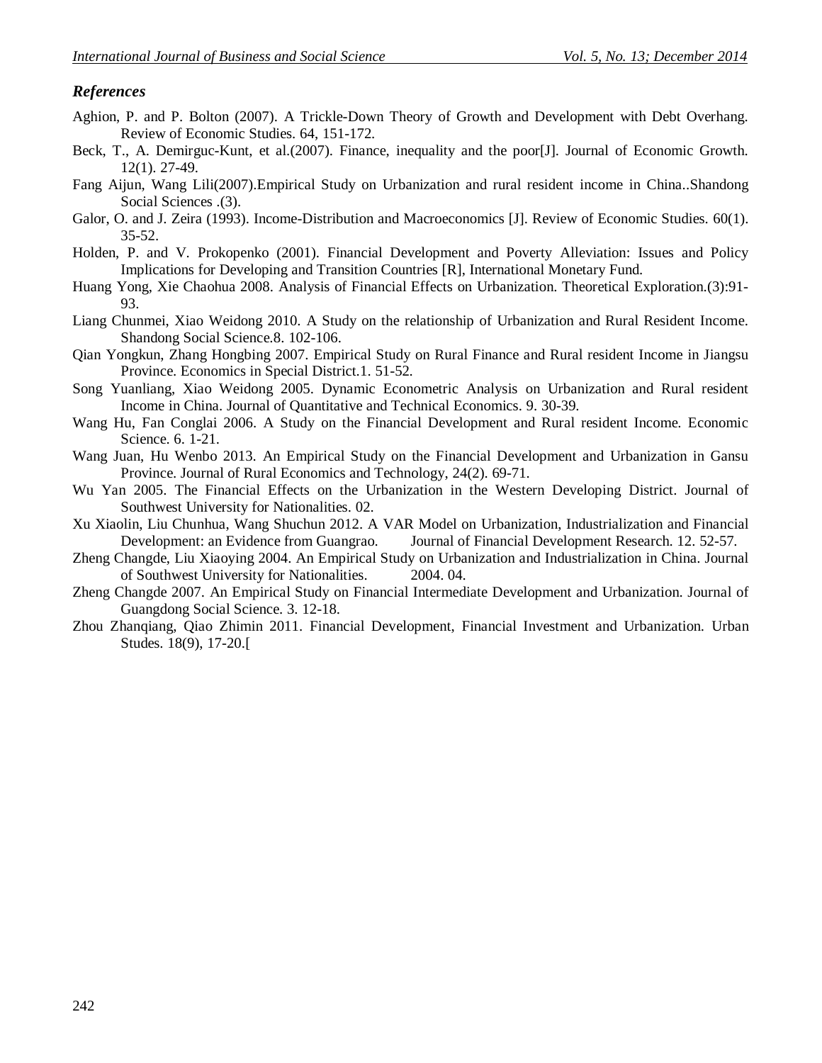## *References*

Aghion, P. and P. Bolton (2007). A Trickle-Down Theory of Growth and Development with Debt Overhang. Review of Economic Studies. 64, 151-172.

Beck, T., A. Demirguc-Kunt, et al.(2007). Finance, inequality and the poor[J]. Journal of Economic Growth. 12(1). 27-49.

Fang Aijun, Wang Lili(2007).Empirical Study on Urbanization and rural resident income in China..Shandong Social Sciences .(3).

Galor, O. and J. Zeira (1993). Income-Distribution and Macroeconomics [J]. Review of Economic Studies. 60(1). 35-52.

Holden, P. and V. Prokopenko (2001). Financial Development and Poverty Alleviation: Issues and Policy Implications for Developing and Transition Countries [R], International Monetary Fund.

Huang Yong, Xie Chaohua 2008. Analysis of Financial Effects on Urbanization. Theoretical Exploration.(3):91-93.

Liang Chunmei, Xiao Weidong 2010. A Study on the relationship of Urbanization and Rural Resident Income. Shandong Social Science.8. 102-106.

Qian Yongkun, Zhang Hongbing 2007. Empirical Study on Rural Finance and Rural resident Income in Jiangsu Province. Economics in Special District.1. 51-52.

Song Yuanliang, Xiao Weidong 2005. Dynamic Econometric Analysis on Urbanization and Rural resident Income in China. Journal of Quantitative and Technical Economics. 9. 30-39.

Wang Hu, Fan Conglai 2006. A Study on the Financial Development and Rural resident Income. Economic Science. 6. 1-21.

Wang Juan, Hu Wenbo 2013. An Empirical Study on the Financial Development and Urbanization in Gansu Province. Journal of Rural Economics and Technology, 24(2). 69-71.

Wu Yan 2005. The Financial Effects on the Urbanization in the Western Developing District. Journal of Southwest University for Nationalities. 02.

Xu Xiaolin, Liu Chunhua, Wang Shuchun 2012. A VAR Model on Urbanization, Industrialization and Financial Development: an Evidence from Guangrao. Journal of Financial Development Research. 12. 52-57.

Zheng Changde, Liu Xiaoying 2004. An Empirical Study on Urbanization and Industrialization in China. Journal of Southwest University for Nationalities. 2004. 04.

Zheng Changde 2007. An Empirical Study on Financial Intermediate Development and Urbanization. Journal of Guangdong Social Science. 3. 12-18.

Zhou Zhanqiang, Qiao Zhimin 2011. Financial Development, Financial Investment and Urbanization. Urban Studes. 18(9), 17-20.[